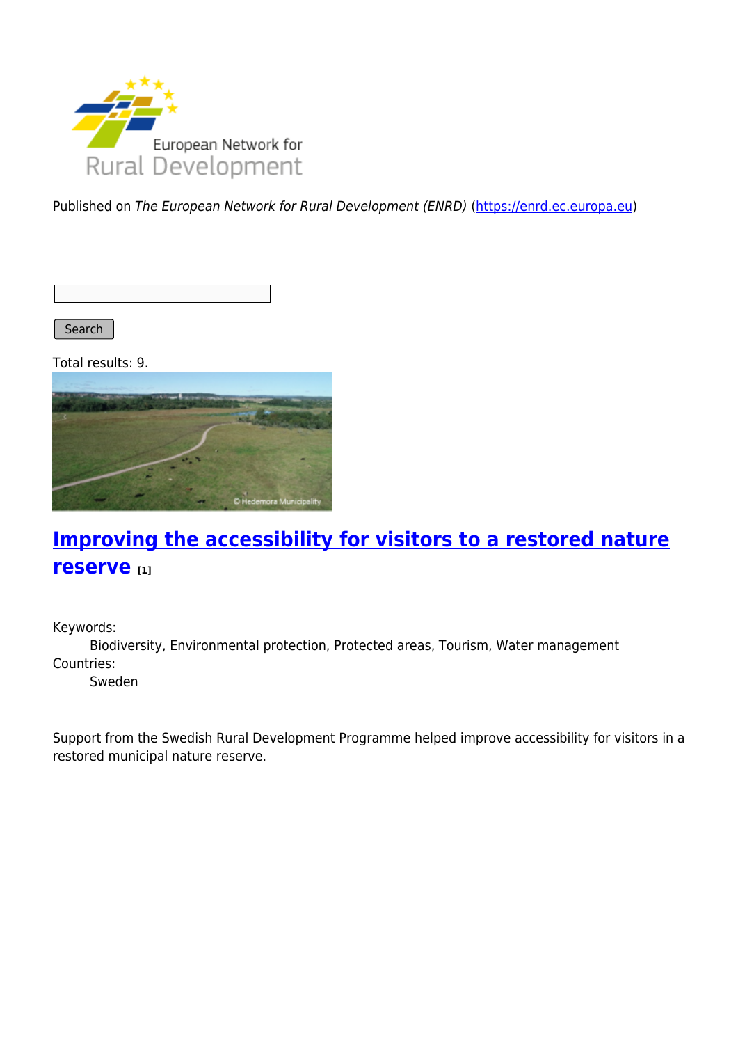European Network for Rural Development

Published on *The European Network for Rural Development (ENRD)* (https://enrd.ec.europa.eu)

Search

Total results: 9.

## Improving the accessibility for visitors to a restored nature reserve [1]

Keywords:
Biodiversity, Environmental protection, Protected areas, Tourism, Water management

Countries:
Sweden

Support from the Swedish Rural Development Programme helped improve accessibility for visitors in a restored municipal nature reserve.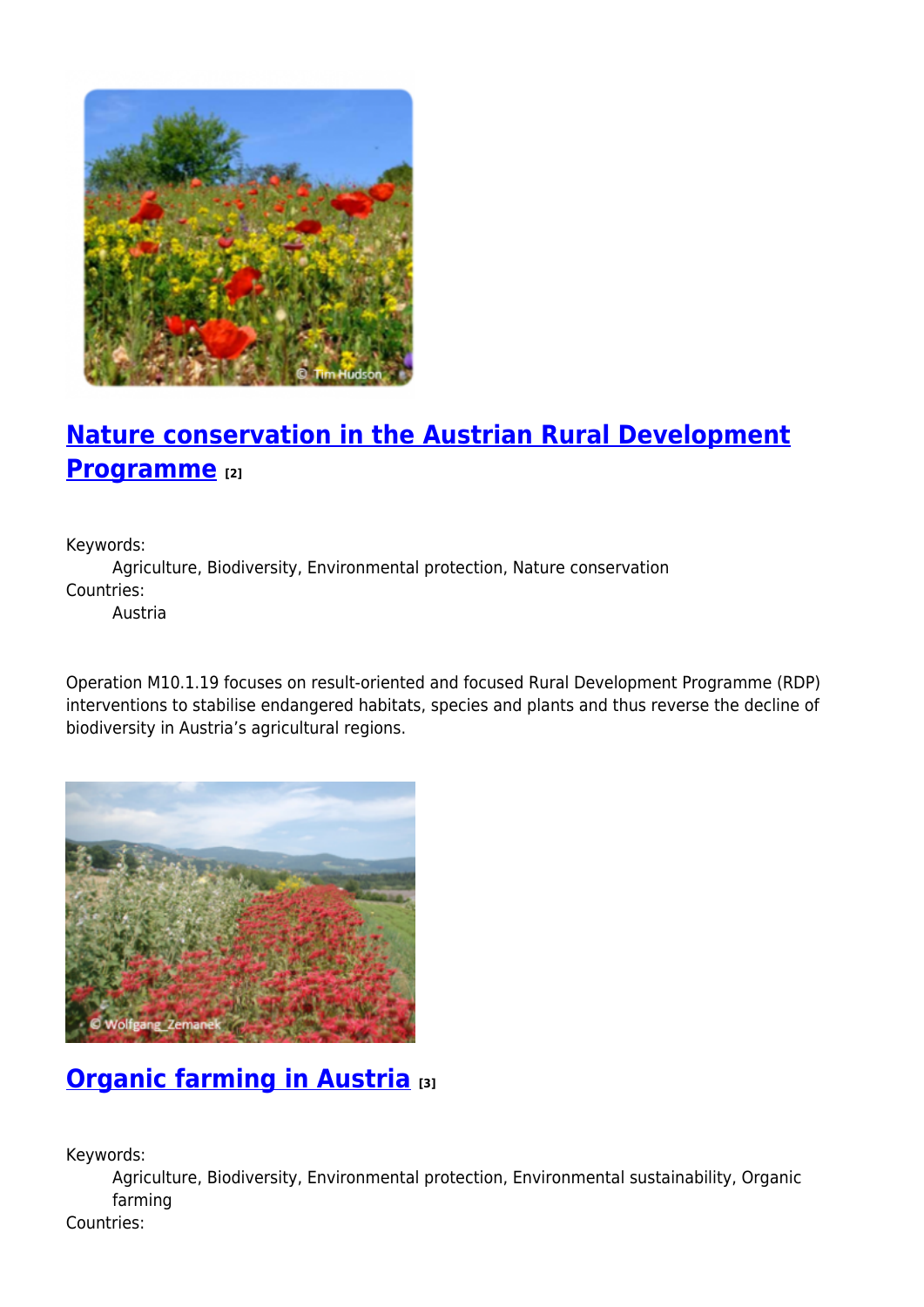## [Nature conservation in the Austrian Rural Development Programme](#) [2]

Keywords:
    Agriculture, Biodiversity, Environmental protection, Nature conservation
Countries:
    Austria

Operation M10.1.19 focuses on result-oriented and focused Rural Development Programme (RDP) interventions to stabilise endangered habitats, species and plants and thus reverse the decline of biodiversity in Austria's agricultural regions.

## [Organic farming in Austria](#) [3]

Keywords:
    Agriculture, Biodiversity, Environmental protection, Environmental sustainability, Organic farming
Countries: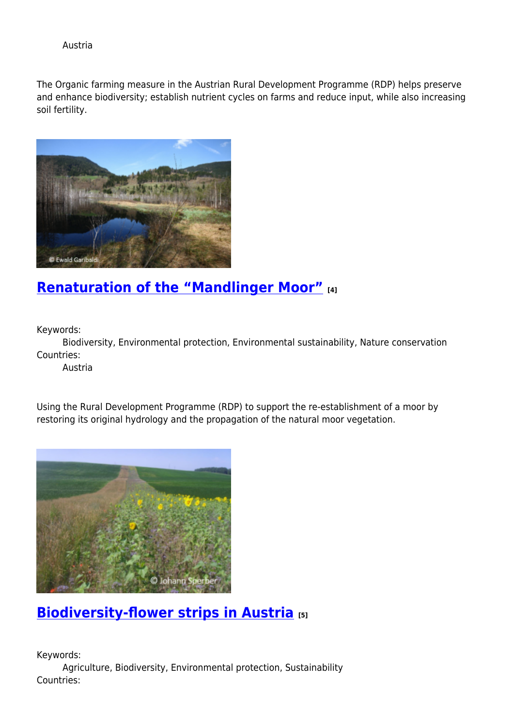Austria

The Organic farming measure in the Austrian Rural Development Programme (RDP) helps preserve and enhance biodiversity; establish nutrient cycles on farms and reduce input, while also increasing soil fertility.

## Renaturation of the “Mandlinger Moor” [4]

Keywords:
Biodiversity, Environmental protection, Environmental sustainability, Nature conservation

Countries:
Austria

Using the Rural Development Programme (RDP) to support the re-establishment of a moor by restoring its original hydrology and the propagation of the natural moor vegetation.

## Biodiversity-flower strips in Austria [5]

Keywords:
Agriculture, Biodiversity, Environmental protection, Sustainability

Countries: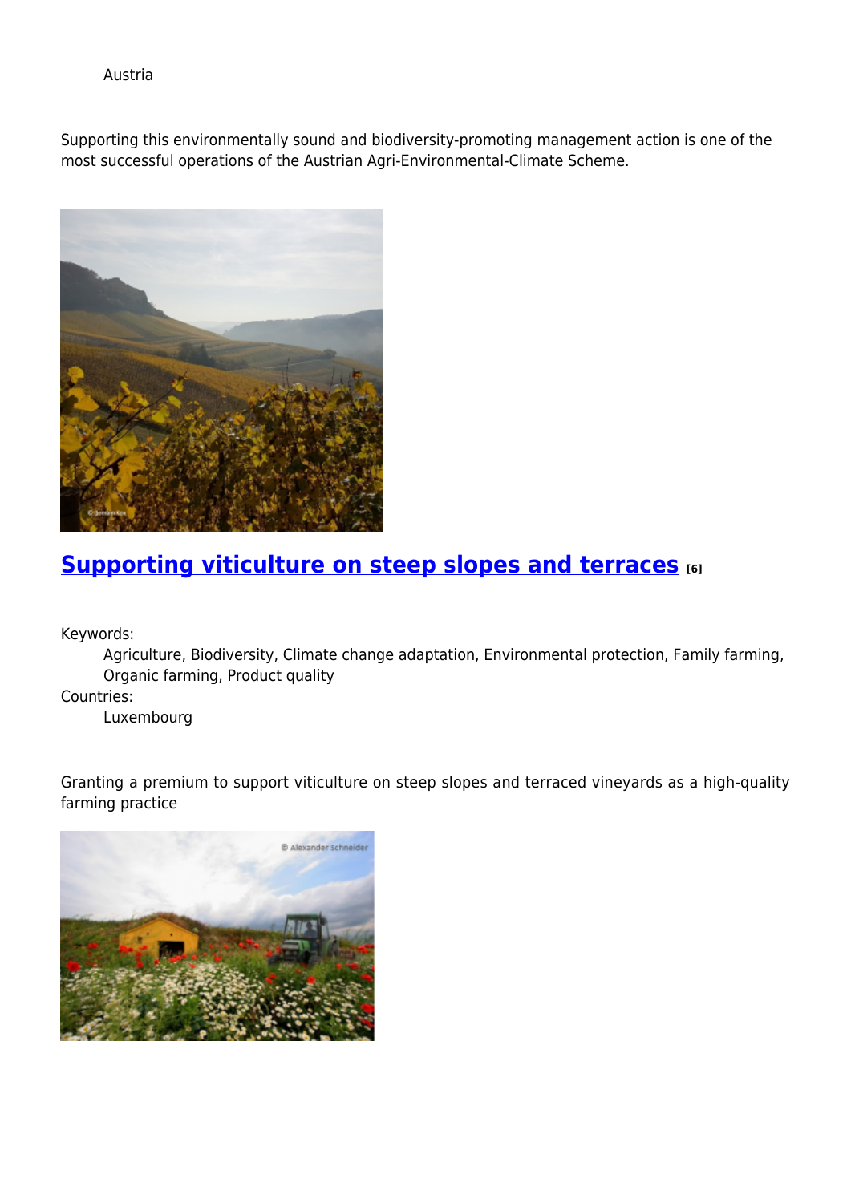Austria

Supporting this environmentally sound and biodiversity-promoting management action is one of the most successful operations of the Austrian Agri-Environmental-Climate Scheme.

## [Supporting viticulture on steep slopes and terraces][6]

Keywords:
: Agriculture, Biodiversity, Climate change adaptation, Environmental protection, Family farming, Organic farming, Product quality

Countries:
: Luxembourg

Granting a premium to support viticulture on steep slopes and terraced vineyards as a high-quality farming practice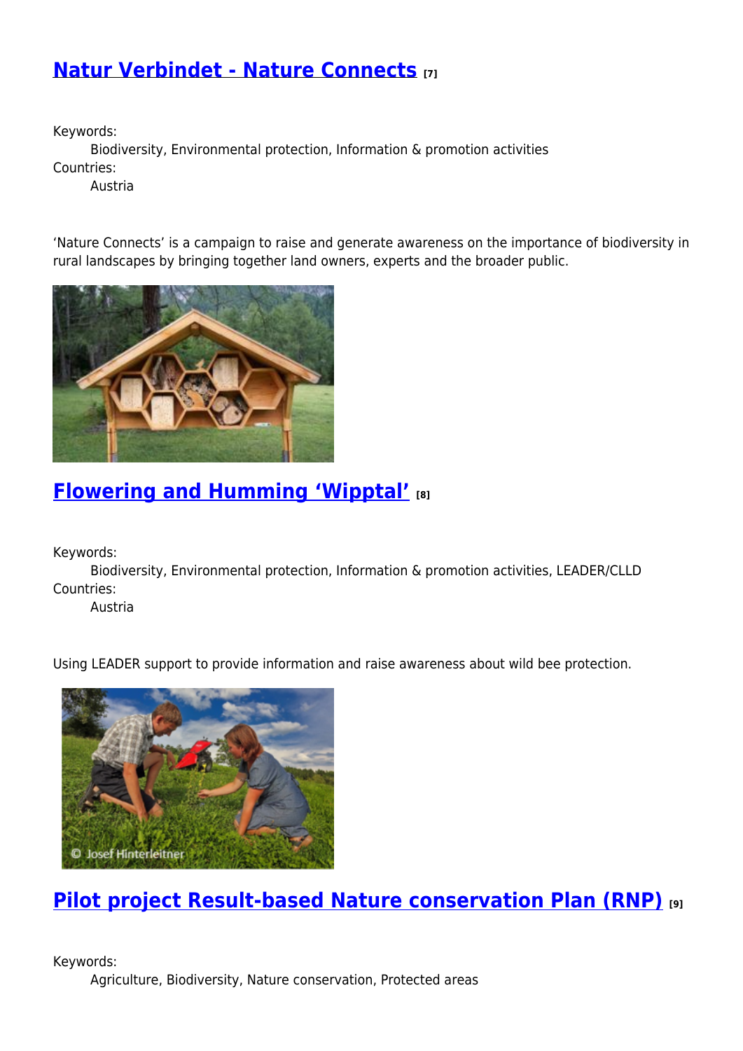## Natur Verbindet - Nature Connects [7]

Keywords:
Biodiversity, Environmental protection, Information & promotion activities
Countries:
Austria

'Nature Connects' is a campaign to raise and generate awareness on the importance of biodiversity in rural landscapes by bringing together land owners, experts and the broader public.

## Flowering and Humming 'Wipptal' [8]

Keywords:
Biodiversity, Environmental protection, Information & promotion activities, LEADER/CLLD
Countries:
Austria

Using LEADER support to provide information and raise awareness about wild bee protection.

© Josef Hinterleitner

## Pilot project Result-based Nature conservation Plan (RNP) [9]

Keywords:
Agriculture, Biodiversity, Nature conservation, Protected areas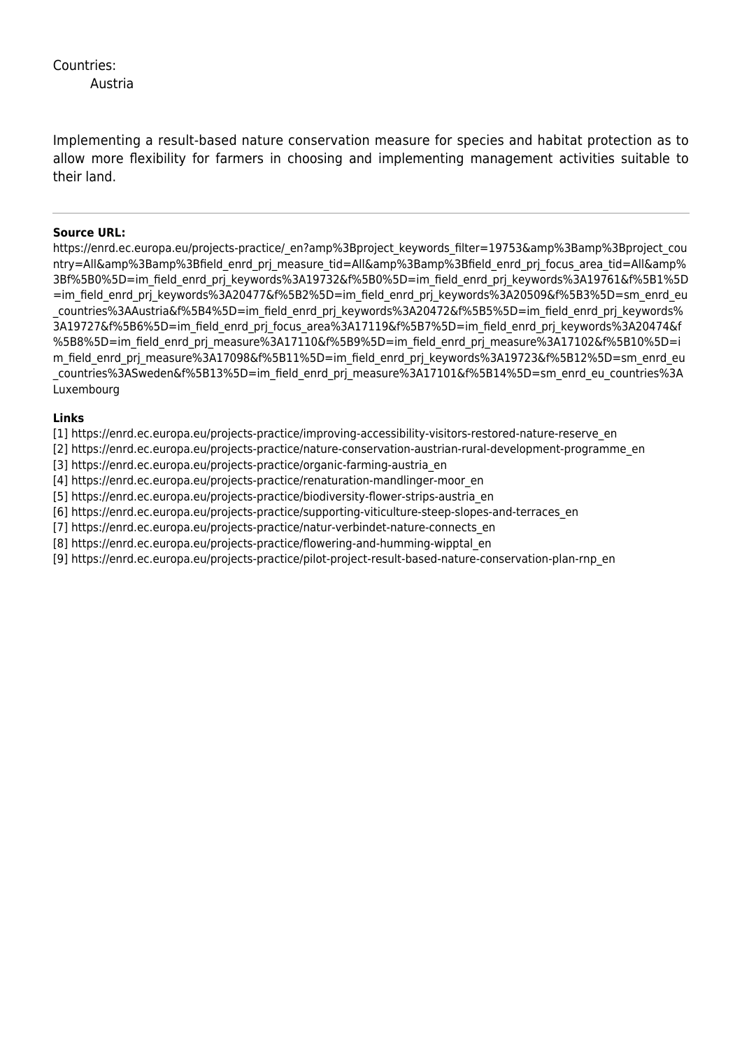Countries:

Austria

Implementing a result-based nature conservation measure for species and habitat protection as to allow more flexibility for farmers in choosing and implementing management activities suitable to their land.

---

**Source URL:**
https://enrd.ec.europa.eu/projects-practice/_en?amp%3Bproject_keywords_filter=19753&amp%3Bamp%3Bproject_country=All&amp%3Bamp%3Bfield_enrd_prj_measure_tid=All&amp%3Bamp%3Bfield_enrd_prj_focus_area_tid=All&amp%3Bf%5B0%5D=im_field_enrd_prj_keywords%3A19732&f%5B0%5D=im_field_enrd_prj_keywords%3A19761&f%5B1%5D=im_field_enrd_prj_keywords%3A20477&f%5B2%5D=im_field_enrd_prj_keywords%3A20509&f%5B3%5D=sm_enrd_eu_countries%3AAustria&f%5B4%5D=im_field_enrd_prj_keywords%3A20472&f%5B5%5D=im_field_enrd_prj_keywords%3A19727&f%5B6%5D=im_field_enrd_prj_focus_area%3A17119&f%5B7%5D=im_field_enrd_prj_keywords%3A20474&f%5B8%5D=im_field_enrd_prj_measure%3A17110&f%5B9%5D=im_field_enrd_prj_measure%3A17102&f%5B10%5D=im_field_enrd_prj_measure%3A17098&f%5B11%5D=im_field_enrd_prj_keywords%3A19723&f%5B12%5D=sm_enrd_eu_countries%3ASweden&f%5B13%5D=im_field_enrd_prj_measure%3A17101&f%5B14%5D=sm_enrd_eu_countries%3ALuxembourg

**Links**

[1] https://enrd.ec.europa.eu/projects-practice/improving-accessibility-visitors-restored-nature-reserve_en
[2] https://enrd.ec.europa.eu/projects-practice/nature-conservation-austrian-rural-development-programme_en
[3] https://enrd.ec.europa.eu/projects-practice/organic-farming-austria_en
[4] https://enrd.ec.europa.eu/projects-practice/renaturation-mandlinger-moor_en
[5] https://enrd.ec.europa.eu/projects-practice/biodiversity-flower-strips-austria_en
[6] https://enrd.ec.europa.eu/projects-practice/supporting-viticulture-steep-slopes-and-terraces_en
[7] https://enrd.ec.europa.eu/projects-practice/natur-verbindet-nature-connects_en
[8] https://enrd.ec.europa.eu/projects-practice/flowering-and-humming-wipptal_en
[9] https://enrd.ec.europa.eu/projects-practice/pilot-project-result-based-nature-conservation-plan-rnp_en